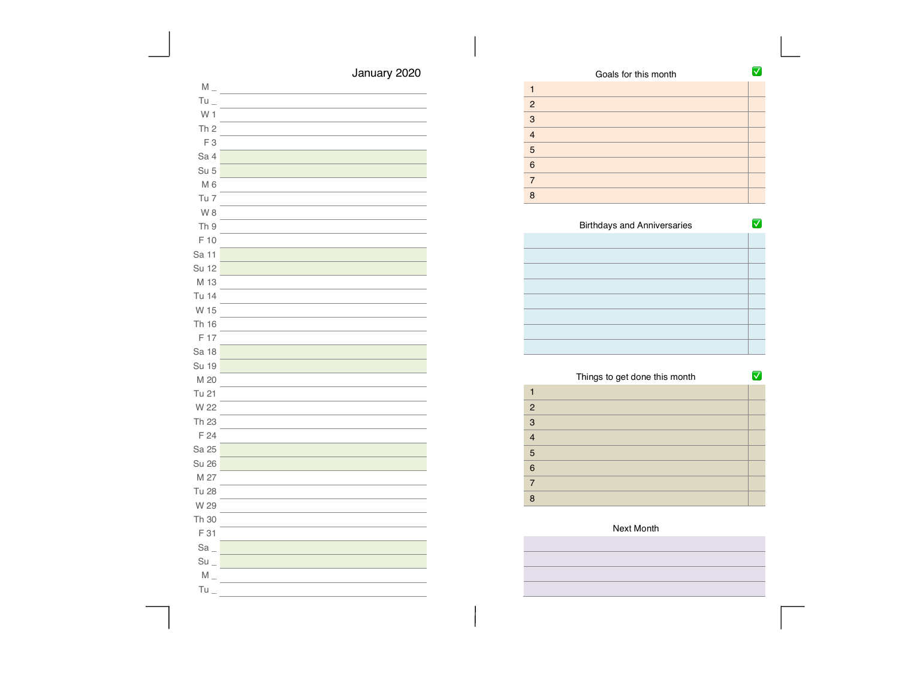## January 2020

| Day | |
|---|---|
| M _ | |
| Tu _ | |
| W 1 | |
| Th 2 | |
| F 3 | |
| Sa 4 | |
| Su 5 | |
| M 6 | |
| Tu 7 | |
| W 8 | |
| Th 9 | |
| F 10 | |
| Sa 11 | |
| Su 12 | |
| M 13 | |
| Tu 14 | |
| W 15 | |
| Th 16 | |
| F 17 | |
| Sa 18 | |
| Su 19 | |
| M 20 | |
| Tu 21 | |
| W 22 | |
| Th 23 | |
| F 24 | |
| Sa 25 | |
| Su 26 | |
| M 27 | |
| Tu 28 | |
| W 29 | |
| Th 30 | |
| F 31 | |
| Sa _ | |
| Su _ | |
| M _ | |
| Tu _ | |

### Goals for this month

| | ✅ |
|---|---|
| 1 | |
| 2 | |
| 3 | |
| 4 | |
| 5 | |
| 6 | |
| 7 | |
| 8 | |

### Birthdays and Anniversaries

| | ✅ |
|---|---|
| | |
| | |
| | |
| | |
| | |
| | |
| | |
| | |

### Things to get done this month

| | ✅ |
|---|---|
| 1 | |
| 2 | |
| 3 | |
| 4 | |
| 5 | |
| 6 | |
| 7 | |
| 8 | |

### Next Month

| |
|---|
| |
| |
| |
| |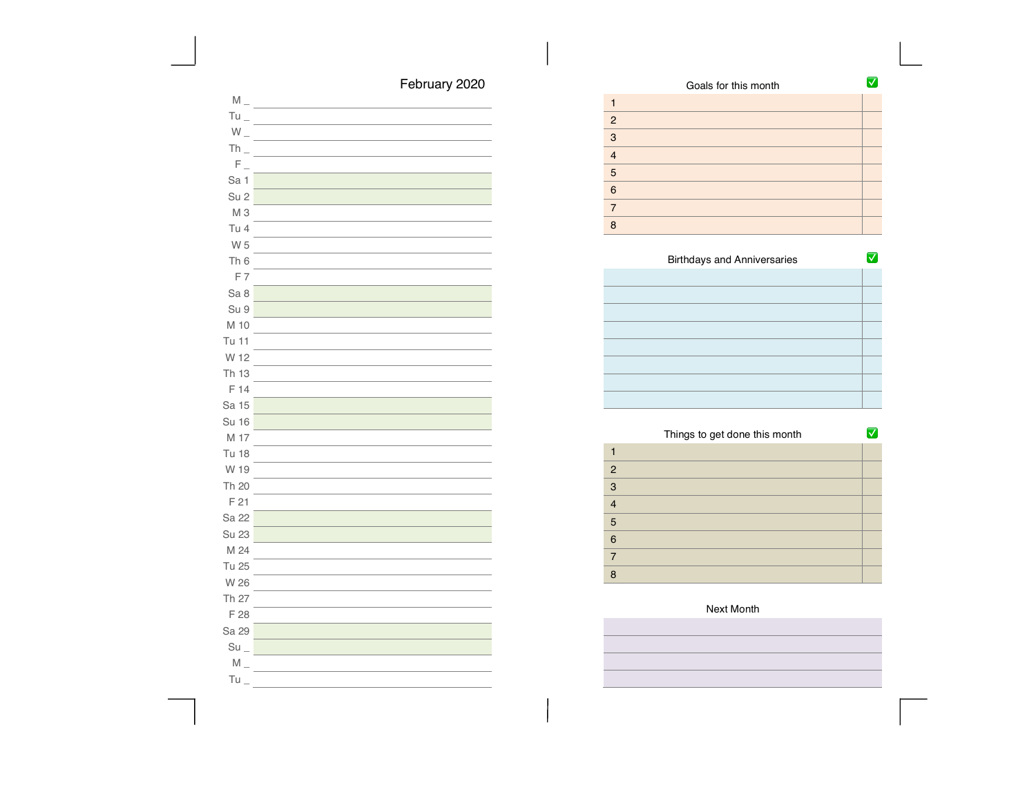## February 2020

| Day | |
|---|---|
| M _ | |
| Tu _ | |
| W _ | |
| Th _ | |
| F _ | |
| Sa 1 | |
| Su 2 | |
| M 3 | |
| Tu 4 | |
| W 5 | |
| Th 6 | |
| F 7 | |
| Sa 8 | |
| Su 9 | |
| M 10 | |
| Tu 11 | |
| W 12 | |
| Th 13 | |
| F 14 | |
| Sa 15 | |
| Su 16 | |
| M 17 | |
| Tu 18 | |
| W 19 | |
| Th 20 | |
| F 21 | |
| Sa 22 | |
| Su 23 | |
| M 24 | |
| Tu 25 | |
| W 26 | |
| Th 27 | |
| F 28 | |
| Sa 29 | |
| Su _ | |
| M _ | |
| Tu _ | |

### Goals for this month

| | ✅ |
|---|---|
| 1 | |
| 2 | |
| 3 | |
| 4 | |
| 5 | |
| 6 | |
| 7 | |
| 8 | |

### Birthdays and Anniversaries

| | ✅ |
|---|---|
| | |
| | |
| | |
| | |
| | |
| | |
| | |
| | |

### Things to get done this month

| | ✅ |
|---|---|
| 1 | |
| 2 | |
| 3 | |
| 4 | |
| 5 | |
| 6 | |
| 7 | |
| 8 | |

### Next Month

| |
|---|
| |
| |
| |
| |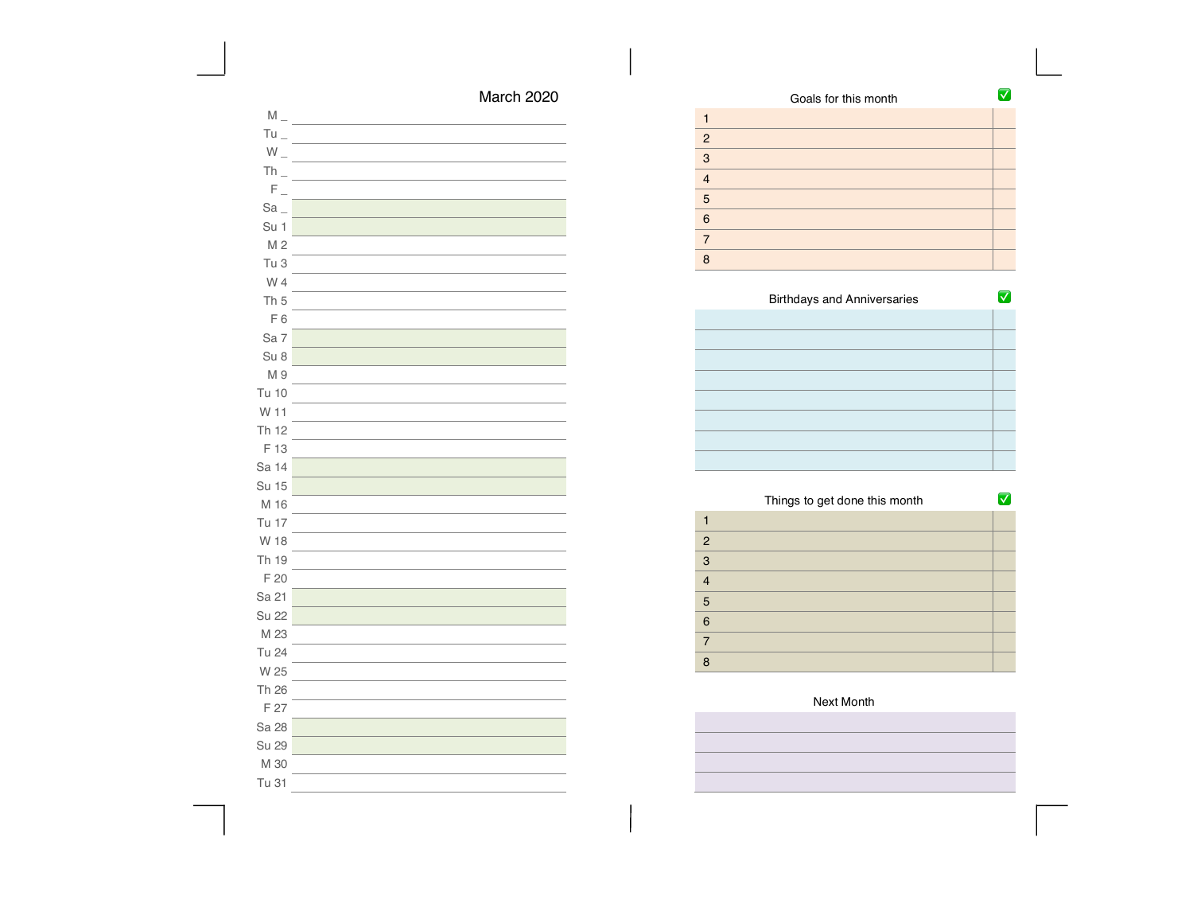## March 2020

| | |
|---|---|
| M _ | |
| Tu _ | |
| W _ | |
| Th _ | |
| F _ | |
| Sa _ | |
| Su 1 | |
| M 2 | |
| Tu 3 | |
| W 4 | |
| Th 5 | |
| F 6 | |
| Sa 7 | |
| Su 8 | |
| M 9 | |
| Tu 10 | |
| W 11 | |
| Th 12 | |
| F 13 | |
| Sa 14 | |
| Su 15 | |
| M 16 | |
| Tu 17 | |
| W 18 | |
| Th 19 | |
| F 20 | |
| Sa 21 | |
| Su 22 | |
| M 23 | |
| Tu 24 | |
| W 25 | |
| Th 26 | |
| F 27 | |
| Sa 28 | |
| Su 29 | |
| M 30 | |
| Tu 31 | |

### Goals for this month

| | ✅ |
|---|---|
| 1 | |
| 2 | |
| 3 | |
| 4 | |
| 5 | |
| 6 | |
| 7 | |
| 8 | |

### Birthdays and Anniversaries

| | ✅ |
|---|---|
| | |
| | |
| | |
| | |
| | |
| | |
| | |
| | |

### Things to get done this month

| | ✅ |
|---|---|
| 1 | |
| 2 | |
| 3 | |
| 4 | |
| 5 | |
| 6 | |
| 7 | |
| 8 | |

### Next Month

| |
|---|
| |
| |
| |
| |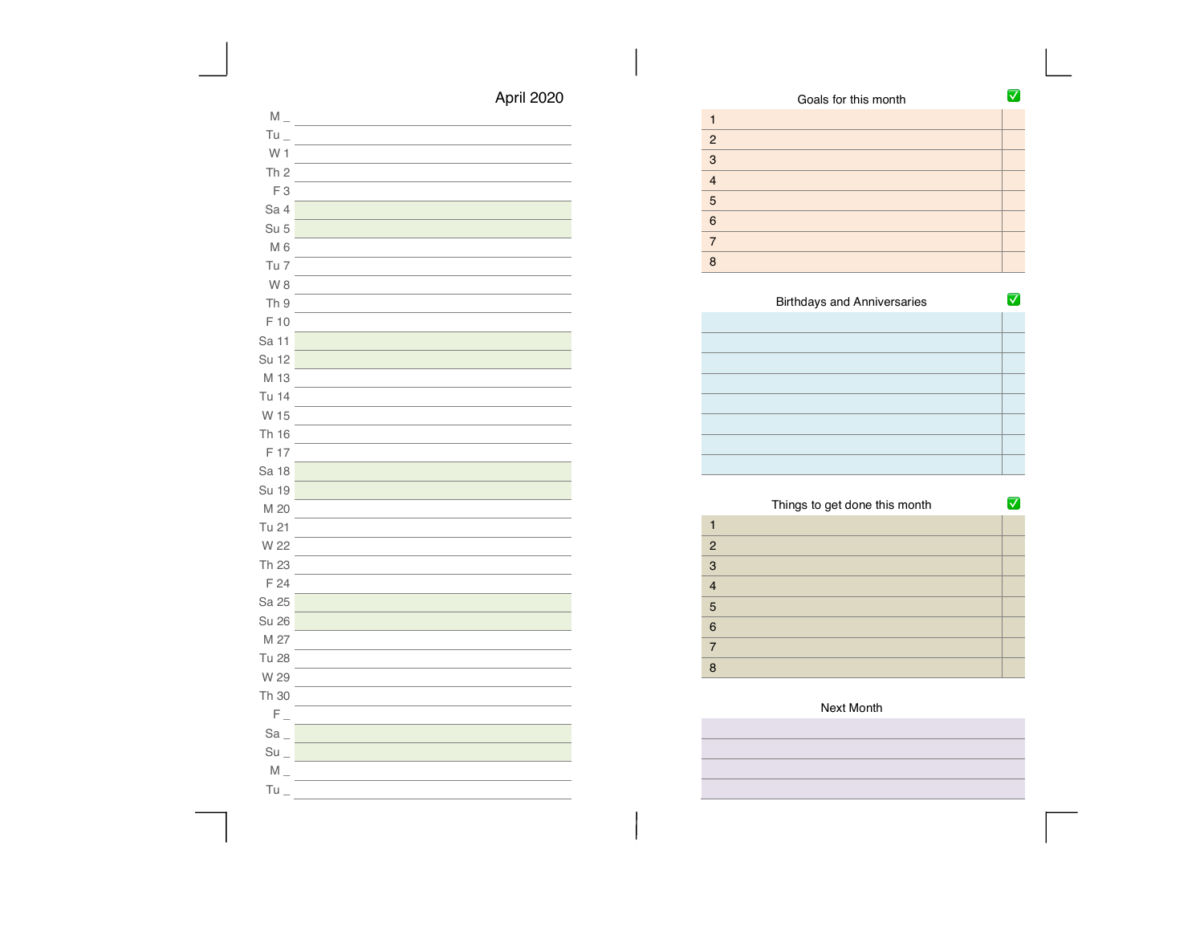## April 2020

| | |
|---|---|
| M _ | |
| Tu _ | |
| W 1 | |
| Th 2 | |
| F 3 | |
| Sa 4 | |
| Su 5 | |
| M 6 | |
| Tu 7 | |
| W 8 | |
| Th 9 | |
| F 10 | |
| Sa 11 | |
| Su 12 | |
| M 13 | |
| Tu 14 | |
| W 15 | |
| Th 16 | |
| F 17 | |
| Sa 18 | |
| Su 19 | |
| M 20 | |
| Tu 21 | |
| W 22 | |
| Th 23 | |
| F 24 | |
| Sa 25 | |
| Su 26 | |
| M 27 | |
| Tu 28 | |
| W 29 | |
| Th 30 | |
| F _ | |
| Sa _ | |
| Su _ | |
| M _ | |
| Tu _ | |

## Goals for this month

| | ✅ |
|---|---|
| 1 | |
| 2 | |
| 3 | |
| 4 | |
| 5 | |
| 6 | |
| 7 | |
| 8 | |

## Birthdays and Anniversaries

| | ✅ |
|---|---|
| | |
| | |
| | |
| | |
| | |
| | |
| | |
| | |

## Things to get done this month

| | ✅ |
|---|---|
| 1 | |
| 2 | |
| 3 | |
| 4 | |
| 5 | |
| 6 | |
| 7 | |
| 8 | |

## Next Month

| |
|---|
| |
| |
| |
| |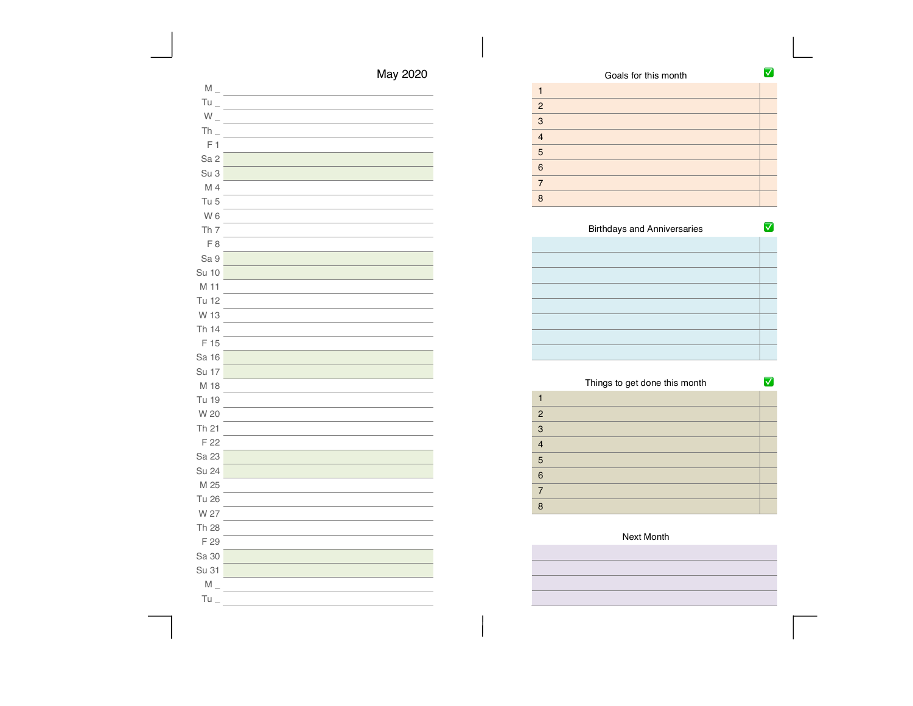# May 2020

M _
Tu _
W _
Th _
F 1
Sa 2
Su 3
M 4
Tu 5
W 6
Th 7
F 8
Sa 9
Su 10
M 11
Tu 12
W 13
Th 14
F 15
Sa 16
Su 17
M 18
Tu 19
W 20
Th 21
F 22
Sa 23
Su 24
M 25
Tu 26
W 27
Th 28
F 29
Sa 30
Su 31
M _
Tu _

## Goals for this month ✅

| | |
|---|---|
| 1 | |
| 2 | |
| 3 | |
| 4 | |
| 5 | |
| 6 | |
| 7 | |
| 8 | |

## Birthdays and Anniversaries ✅

| | |
|---|---|
| | |
| | |
| | |
| | |
| | |
| | |
| | |
| | |

## Things to get done this month ✅

| | |
|---|---|
| 1 | |
| 2 | |
| 3 | |
| 4 | |
| 5 | |
| 6 | |
| 7 | |
| 8 | |

## Next Month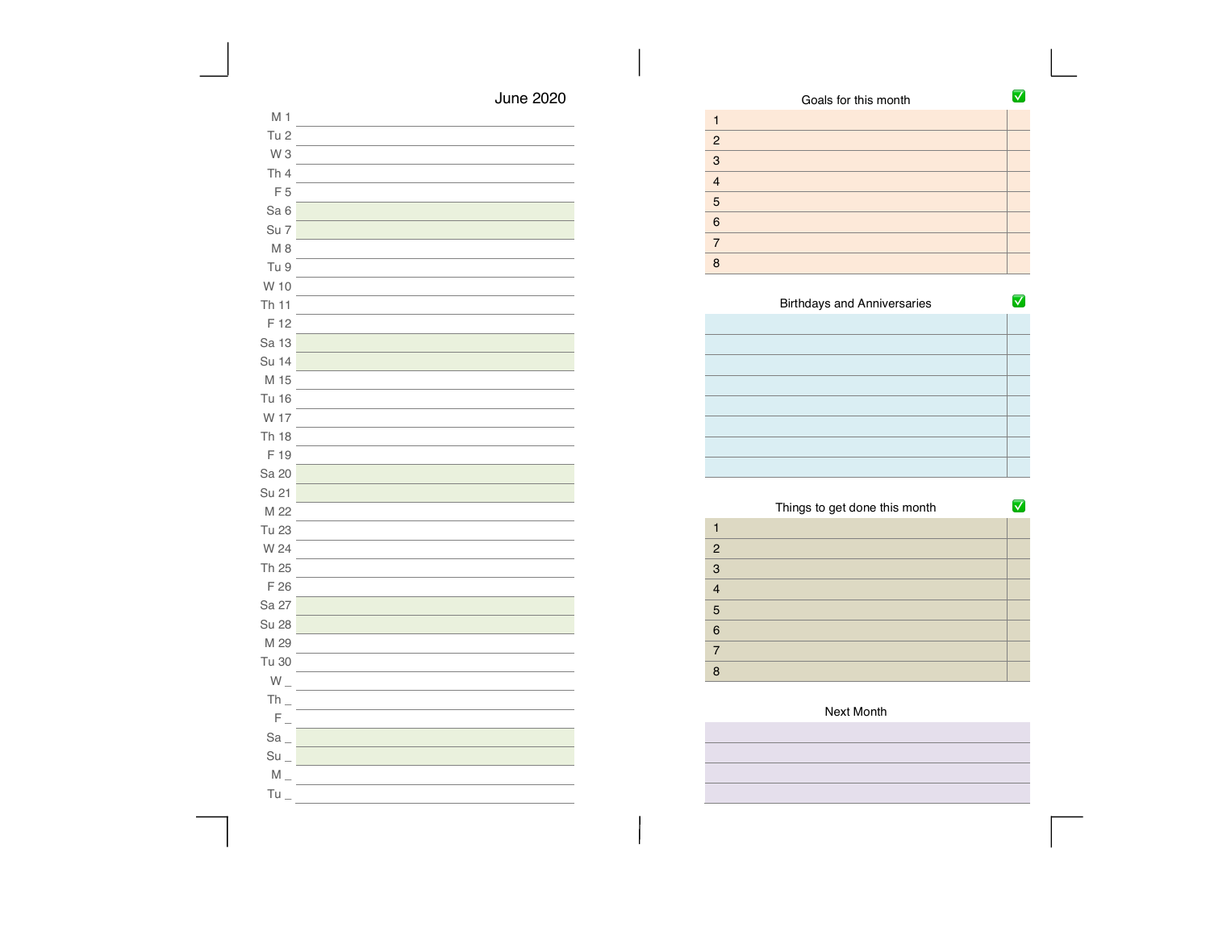## June 2020

| Day | |
|---|---|
| M 1 | |
| Tu 2 | |
| W 3 | |
| Th 4 | |
| F 5 | |
| Sa 6 | |
| Su 7 | |
| M 8 | |
| Tu 9 | |
| W 10 | |
| Th 11 | |
| F 12 | |
| Sa 13 | |
| Su 14 | |
| M 15 | |
| Tu 16 | |
| W 17 | |
| Th 18 | |
| F 19 | |
| Sa 20 | |
| Su 21 | |
| M 22 | |
| Tu 23 | |
| W 24 | |
| Th 25 | |
| F 26 | |
| Sa 27 | |
| Su 28 | |
| M 29 | |
| Tu 30 | |
| W _ | |
| Th _ | |
| F _ | |
| Sa _ | |
| Su _ | |
| M _ | |
| Tu _ | |

### Goals for this month

| | ✅ |
|---|---|
| 1 | |
| 2 | |
| 3 | |
| 4 | |
| 5 | |
| 6 | |
| 7 | |
| 8 | |

### Birthdays and Anniversaries

| | ✅ |
|---|---|
| | |
| | |
| | |
| | |
| | |
| | |
| | |
| | |

### Things to get done this month

| | ✅ |
|---|---|
| 1 | |
| 2 | |
| 3 | |
| 4 | |
| 5 | |
| 6 | |
| 7 | |
| 8 | |

### Next Month

| |
|---|
| |
| |
| |
| |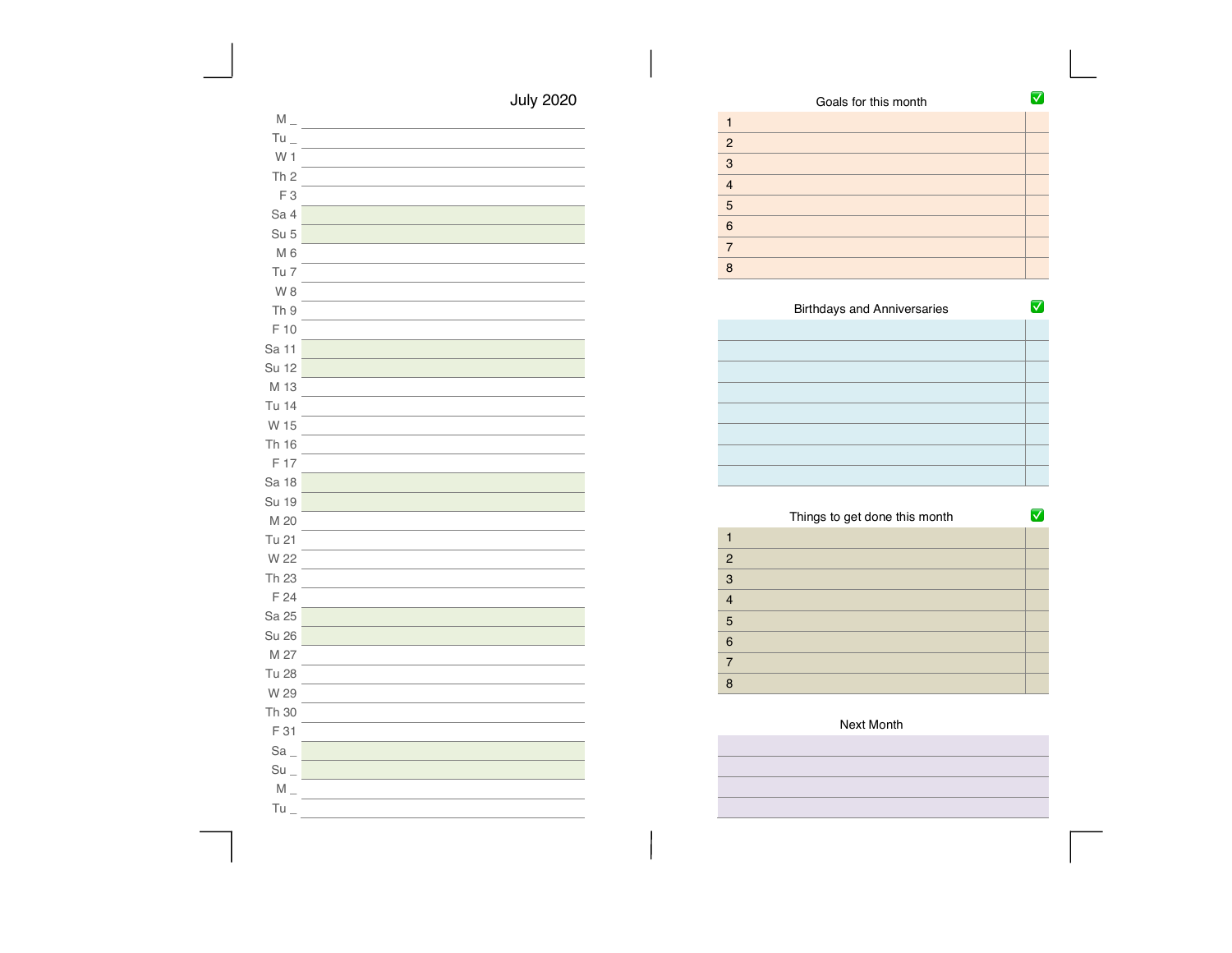# July 2020

| Day | |
|---|---|
| M _ | |
| Tu _ | |
| W 1 | |
| Th 2 | |
| F 3 | |
| Sa 4 | |
| Su 5 | |
| M 6 | |
| Tu 7 | |
| W 8 | |
| Th 9 | |
| F 10 | |
| Sa 11 | |
| Su 12 | |
| M 13 | |
| Tu 14 | |
| W 15 | |
| Th 16 | |
| F 17 | |
| Sa 18 | |
| Su 19 | |
| M 20 | |
| Tu 21 | |
| W 22 | |
| Th 23 | |
| F 24 | |
| Sa 25 | |
| Su 26 | |
| M 27 | |
| Tu 28 | |
| W 29 | |
| Th 30 | |
| F 31 | |
| Sa _ | |
| Su _ | |
| M _ | |
| Tu _ | |

## Goals for this month

| | ✅ |
|---|---|
| 1 | |
| 2 | |
| 3 | |
| 4 | |
| 5 | |
| 6 | |
| 7 | |
| 8 | |

## Birthdays and Anniversaries

| | ✅ |
|---|---|
| | |
| | |
| | |
| | |
| | |
| | |
| | |
| | |

## Things to get done this month

| | ✅ |
|---|---|
| 1 | |
| 2 | |
| 3 | |
| 4 | |
| 5 | |
| 6 | |
| 7 | |
| 8 | |

## Next Month

| |
|---|
| |
| |
| |
| |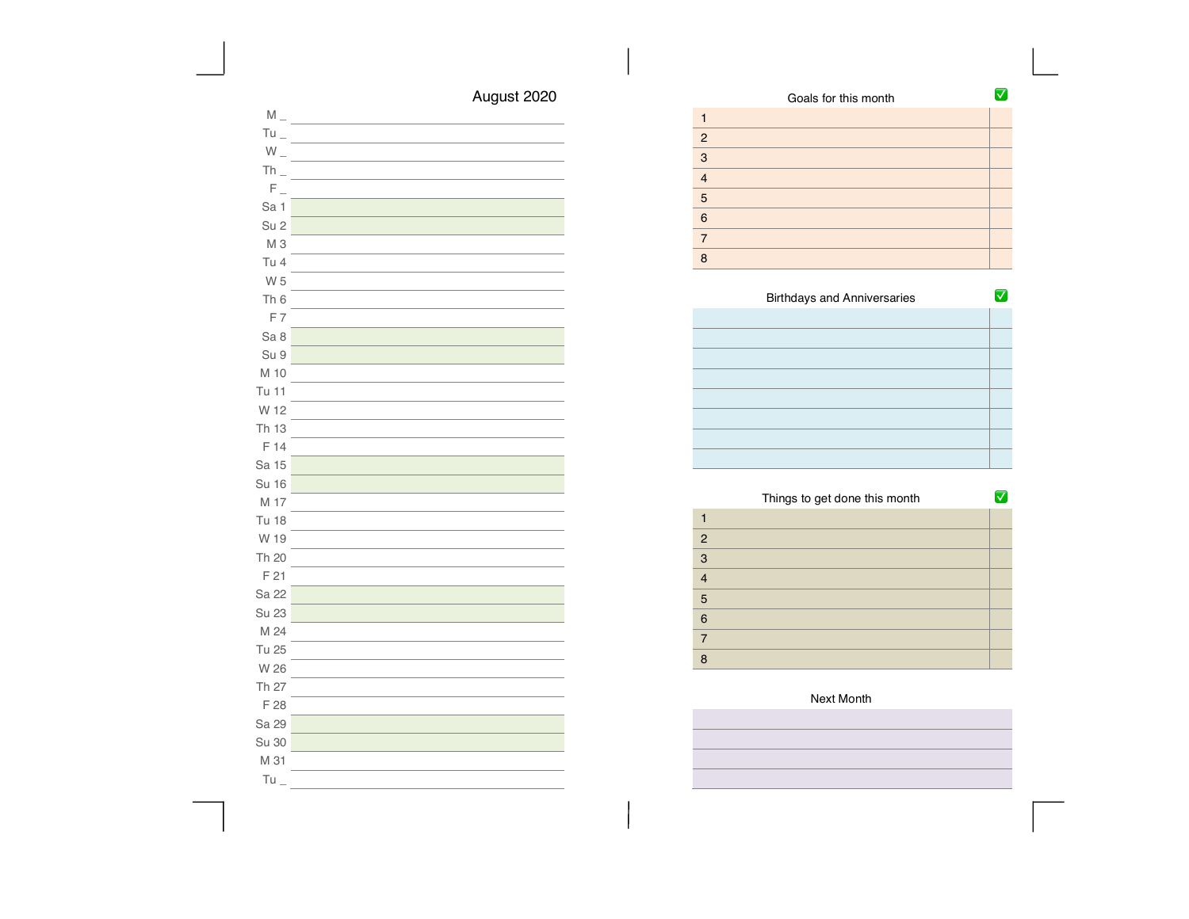## August 2020

M _
Tu _
W _
Th _
F _
Sa 1
Su 2
M 3
Tu 4
W 5
Th 6
F 7
Sa 8
Su 9
M 10
Tu 11
W 12
Th 13
F 14
Sa 15
Su 16
M 17
Tu 18
W 19
Th 20
F 21
Sa 22
Su 23
M 24
Tu 25
W 26
Th 27
F 28
Sa 29
Su 30
M 31
Tu _

| Goals for this month | ✅ |
|---|---|
| 1 | |
| 2 | |
| 3 | |
| 4 | |
| 5 | |
| 6 | |
| 7 | |
| 8 | |

| Birthdays and Anniversaries | ✅ |
|---|---|
| | |
| | |
| | |
| | |
| | |
| | |
| | |
| | |

| Things to get done this month | ✅ |
|---|---|
| 1 | |
| 2 | |
| 3 | |
| 4 | |
| 5 | |
| 6 | |
| 7 | |
| 8 | |

| Next Month |
|---|
| |
| |
| |
| |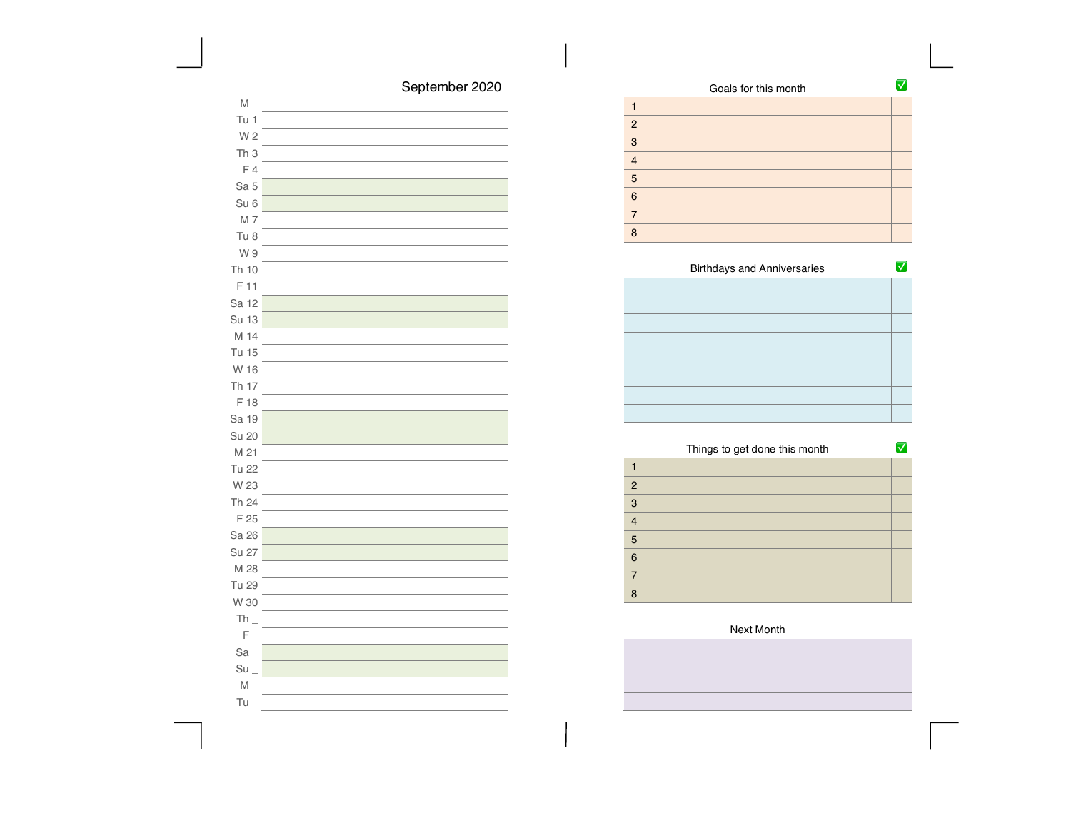## September 2020

| Day | |
|---|---|
| M _ | |
| Tu 1 | |
| W 2 | |
| Th 3 | |
| F 4 | |
| Sa 5 | |
| Su 6 | |
| M 7 | |
| Tu 8 | |
| W 9 | |
| Th 10 | |
| F 11 | |
| Sa 12 | |
| Su 13 | |
| M 14 | |
| Tu 15 | |
| W 16 | |
| Th 17 | |
| F 18 | |
| Sa 19 | |
| Su 20 | |
| M 21 | |
| Tu 22 | |
| W 23 | |
| Th 24 | |
| F 25 | |
| Sa 26 | |
| Su 27 | |
| M 28 | |
| Tu 29 | |
| W 30 | |
| Th _ | |
| F _ | |
| Sa _ | |
| Su _ | |
| M _ | |
| Tu _ | |

### Goals for this month

| | | ✅ |
|---|---|---|
| 1 | | |
| 2 | | |
| 3 | | |
| 4 | | |
| 5 | | |
| 6 | | |
| 7 | | |
| 8 | | |

### Birthdays and Anniversaries

| | ✅ |
|---|---|
| | |
| | |
| | |
| | |
| | |
| | |
| | |
| | |

### Things to get done this month

| | | ✅ |
|---|---|---|
| 1 | | |
| 2 | | |
| 3 | | |
| 4 | | |
| 5 | | |
| 6 | | |
| 7 | | |
| 8 | | |

### Next Month

| |
|---|
| |
| |
| |
| |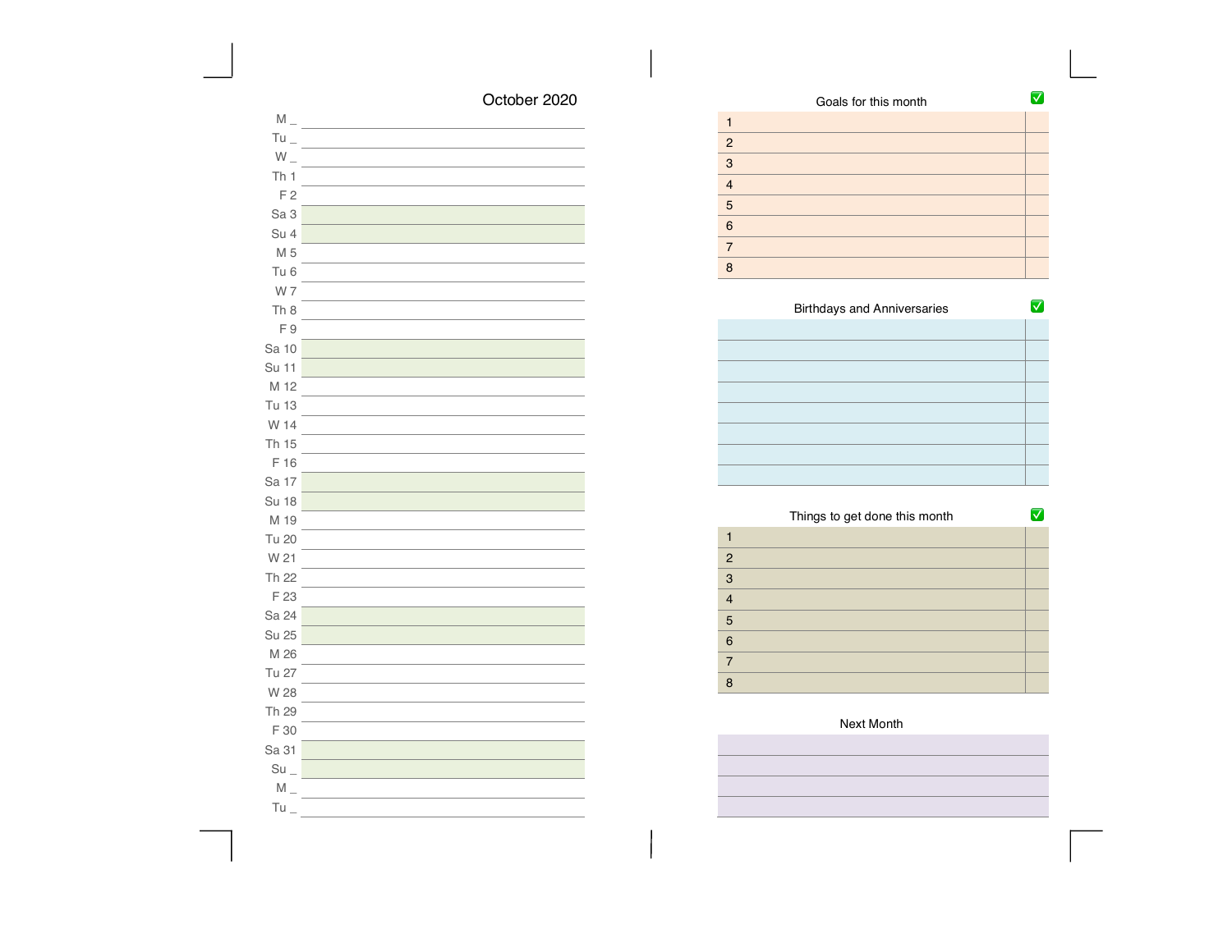## October 2020

| | |
|---|---|
| M _ | |
| Tu _ | |
| W _ | |
| Th 1 | |
| F 2 | |
| Sa 3 | |
| Su 4 | |
| M 5 | |
| Tu 6 | |
| W 7 | |
| Th 8 | |
| F 9 | |
| Sa 10 | |
| Su 11 | |
| M 12 | |
| Tu 13 | |
| W 14 | |
| Th 15 | |
| F 16 | |
| Sa 17 | |
| Su 18 | |
| M 19 | |
| Tu 20 | |
| W 21 | |
| Th 22 | |
| F 23 | |
| Sa 24 | |
| Su 25 | |
| M 26 | |
| Tu 27 | |
| W 28 | |
| Th 29 | |
| F 30 | |
| Sa 31 | |
| Su _ | |
| M _ | |
| Tu _ | |

### Goals for this month

| | ✅ |
|---|---|
| 1 | |
| 2 | |
| 3 | |
| 4 | |
| 5 | |
| 6 | |
| 7 | |
| 8 | |

### Birthdays and Anniversaries

| | ✅ |
|---|---|
| | |
| | |
| | |
| | |
| | |
| | |
| | |
| | |

### Things to get done this month

| | ✅ |
|---|---|
| 1 | |
| 2 | |
| 3 | |
| 4 | |
| 5 | |
| 6 | |
| 7 | |
| 8 | |

### Next Month

| |
|---|
| |
| |
| |
| |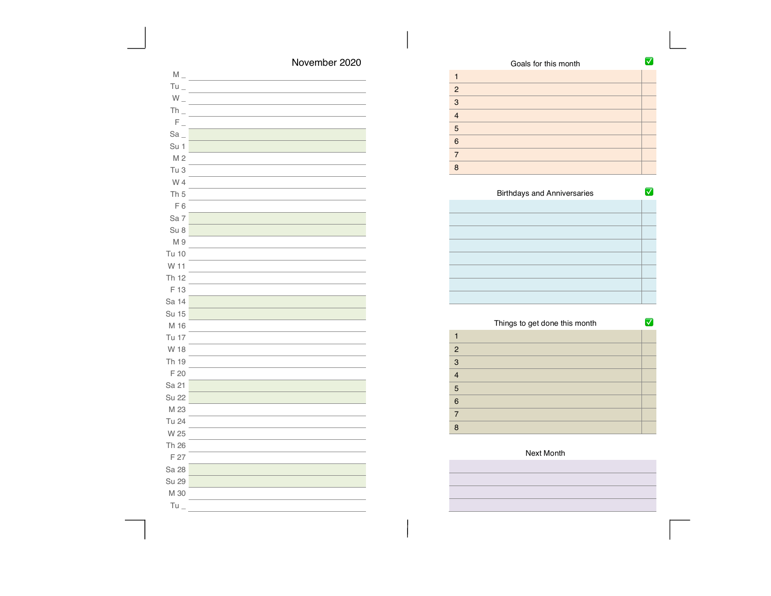## November 2020

| | |
|---|---|
| M _ | |
| Tu _ | |
| W _ | |
| Th _ | |
| F _ | |
| Sa _ | |
| Su 1 | |
| M 2 | |
| Tu 3 | |
| W 4 | |
| Th 5 | |
| F 6 | |
| Sa 7 | |
| Su 8 | |
| M 9 | |
| Tu 10 | |
| W 11 | |
| Th 12 | |
| F 13 | |
| Sa 14 | |
| Su 15 | |
| M 16 | |
| Tu 17 | |
| W 18 | |
| Th 19 | |
| F 20 | |
| Sa 21 | |
| Su 22 | |
| M 23 | |
| Tu 24 | |
| W 25 | |
| Th 26 | |
| F 27 | |
| Sa 28 | |
| Su 29 | |
| M 30 | |
| Tu _ | |

### Goals for this month

| | ✅ |
|---|---|
| 1 | |
| 2 | |
| 3 | |
| 4 | |
| 5 | |
| 6 | |
| 7 | |
| 8 | |

### Birthdays and Anniversaries

| | ✅ |
|---|---|
| | |
| | |
| | |
| | |
| | |
| | |
| | |
| | |

### Things to get done this month

| | ✅ |
|---|---|
| 1 | |
| 2 | |
| 3 | |
| 4 | |
| 5 | |
| 6 | |
| 7 | |
| 8 | |

### Next Month

| |
|---|
| |
| |
| |
| |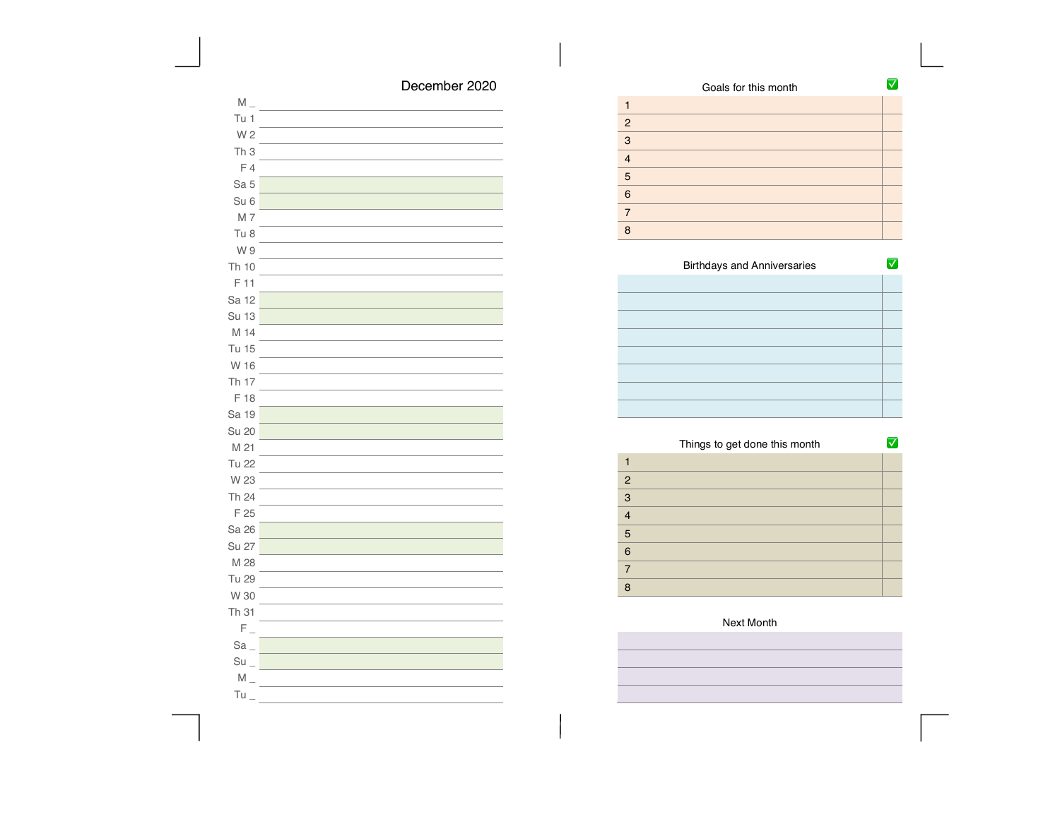# December 2020

| | |
|---|---|
| M _ | |
| Tu 1 | |
| W 2 | |
| Th 3 | |
| F 4 | |
| Sa 5 | |
| Su 6 | |
| M 7 | |
| Tu 8 | |
| W 9 | |
| Th 10 | |
| F 11 | |
| Sa 12 | |
| Su 13 | |
| M 14 | |
| Tu 15 | |
| W 16 | |
| Th 17 | |
| F 18 | |
| Sa 19 | |
| Su 20 | |
| M 21 | |
| Tu 22 | |
| W 23 | |
| Th 24 | |
| F 25 | |
| Sa 26 | |
| Su 27 | |
| M 28 | |
| Tu 29 | |
| W 30 | |
| Th 31 | |
| F _ | |
| Sa _ | |
| Su _ | |
| M _ | |
| Tu _ | |

## Goals for this month

| | ✅ |
|---|---|
| 1 | |
| 2 | |
| 3 | |
| 4 | |
| 5 | |
| 6 | |
| 7 | |
| 8 | |

## Birthdays and Anniversaries

| | ✅ |
|---|---|
| | |
| | |
| | |
| | |
| | |
| | |
| | |
| | |

## Things to get done this month

| | ✅ |
|---|---|
| 1 | |
| 2 | |
| 3 | |
| 4 | |
| 5 | |
| 6 | |
| 7 | |
| 8 | |

## Next Month

| |
|---|
| |
| |
| |
| |